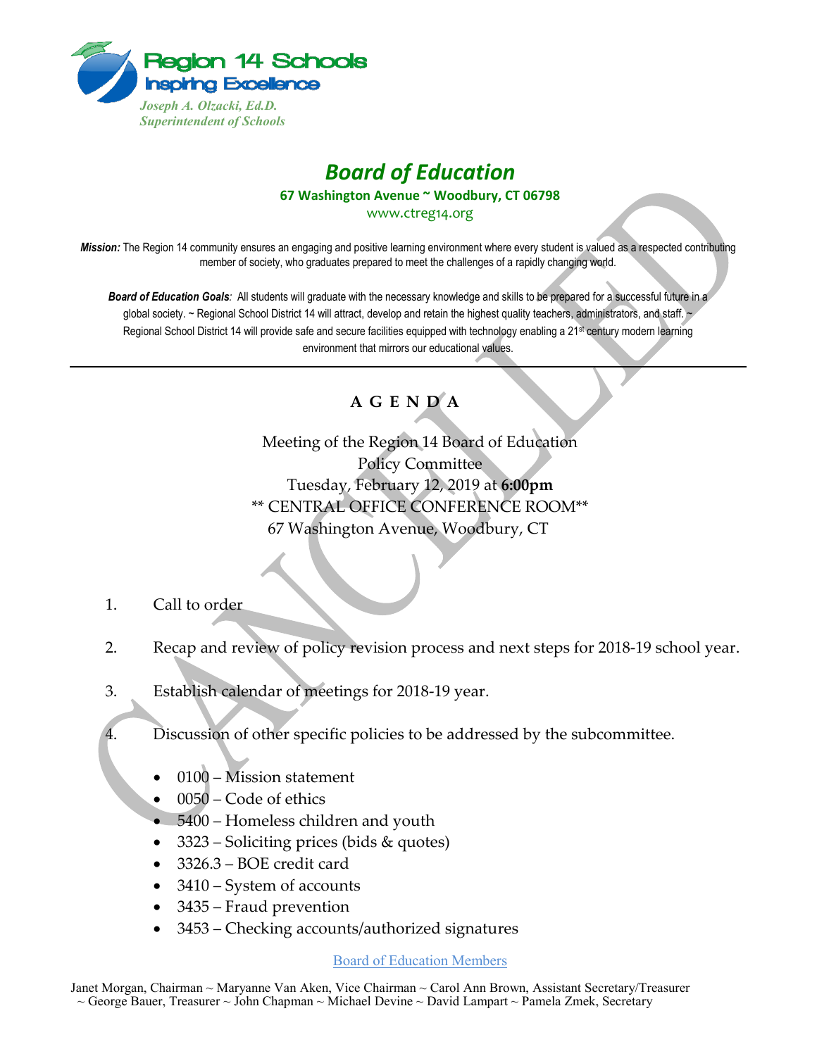Region 14 Schools
Inspiring Excellence

*Joseph A. Olzacki, Ed.D.*
*Superintendent of Schools*

# Board of Education

**67 Washington Avenue ~ Woodbury, CT 06798**

www.ctreg14.org

***Mission:*** The Region 14 community ensures an engaging and positive learning environment where every student is valued as a respected contributing member of society, who graduates prepared to meet the challenges of a rapidly changing world.

***Board of Education Goals:*** All students will graduate with the necessary knowledge and skills to be prepared for a successful future in a global society. ~ Regional School District 14 will attract, develop and retain the highest quality teachers, administrators, and staff. ~ Regional School District 14 will provide safe and secure facilities equipped with technology enabling a 21st century modern learning environment that mirrors our educational values.

---

CANCELLED

## A G E N D A

Meeting of the Region 14 Board of Education
Policy Committee
Tuesday, February 12, 2019 at **6:00pm**
** CENTRAL OFFICE CONFERENCE ROOM**
67 Washington Avenue, Woodbury, CT

1. Call to order

2. Recap and review of policy revision process and next steps for 2018-19 school year.

3. Establish calendar of meetings for 2018-19 year.

4. Discussion of other specific policies to be addressed by the subcommittee.

   - 0100 – Mission statement
   - 0050 – Code of ethics
   - 5400 – Homeless children and youth
   - 3323 – Soliciting prices (bids & quotes)
   - 3326.3 – BOE credit card
   - 3410 – System of accounts
   - 3435 – Fraud prevention
   - 3453 – Checking accounts/authorized signatures

Board of Education Members

Janet Morgan, Chairman ~ Maryanne Van Aken, Vice Chairman ~ Carol Ann Brown, Assistant Secretary/Treasurer ~ George Bauer, Treasurer ~ John Chapman ~ Michael Devine ~ David Lampart ~ Pamela Zmek, Secretary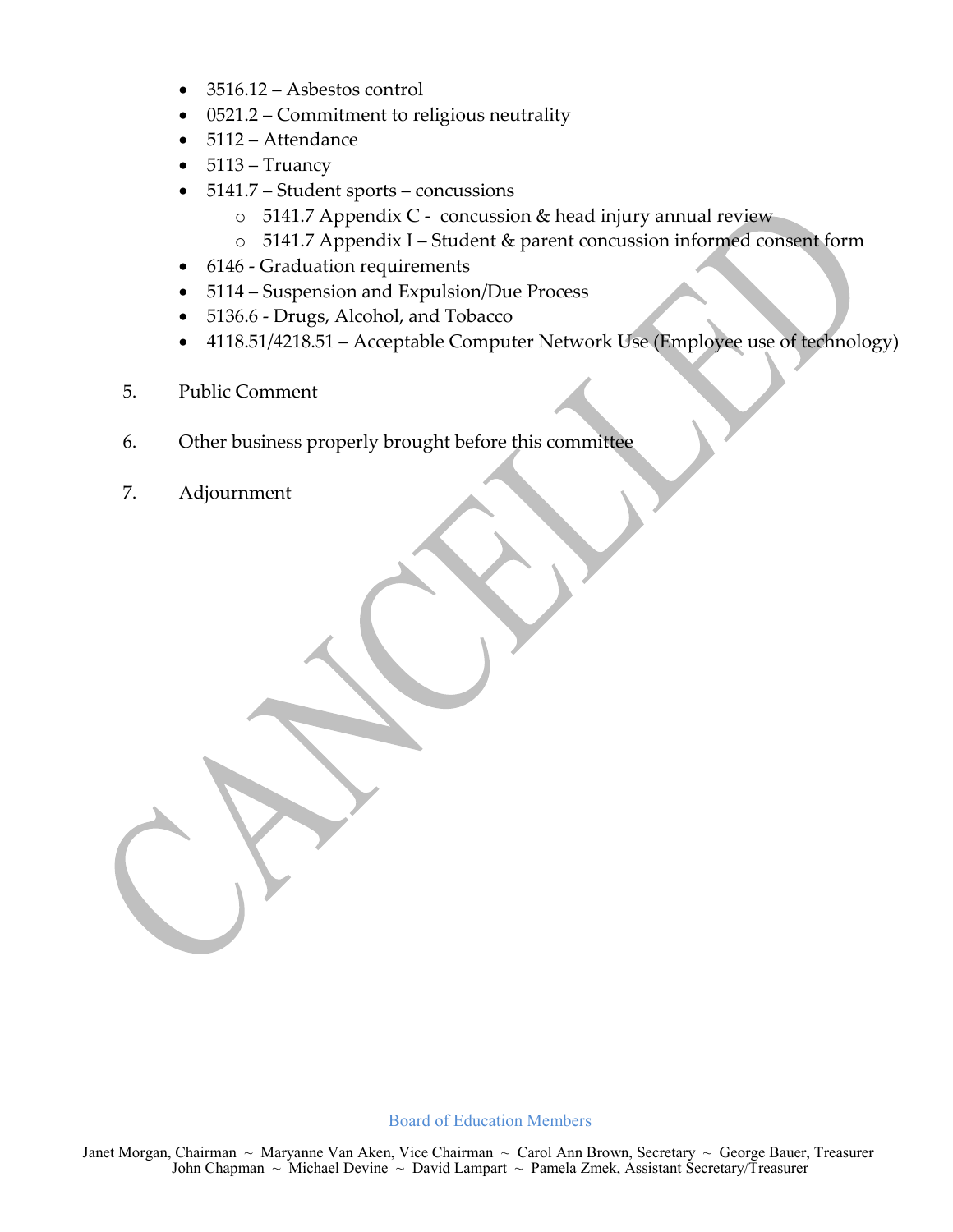- 3516.12 – Asbestos control
- 0521.2 – Commitment to religious neutrality
- 5112 – Attendance
- 5113 – Truancy
- 5141.7 – Student sports – concussions
  - 5141.7 Appendix C - concussion & head injury annual review
  - 5141.7 Appendix I – Student & parent concussion informed consent form
- 6146 - Graduation requirements
- 5114 – Suspension and Expulsion/Due Process
- 5136.6 - Drugs, Alcohol, and Tobacco
- 4118.51/4218.51 – Acceptable Computer Network Use (Employee use of technology)

5. Public Comment

6. Other business properly brought before this committee

7. Adjournment

CANCELLED

Board of Education Members

Janet Morgan, Chairman ~ Maryanne Van Aken, Vice Chairman ~ Carol Ann Brown, Secretary ~ George Bauer, Treasurer
John Chapman ~ Michael Devine ~ David Lampart ~ Pamela Zmek, Assistant Secretary/Treasurer